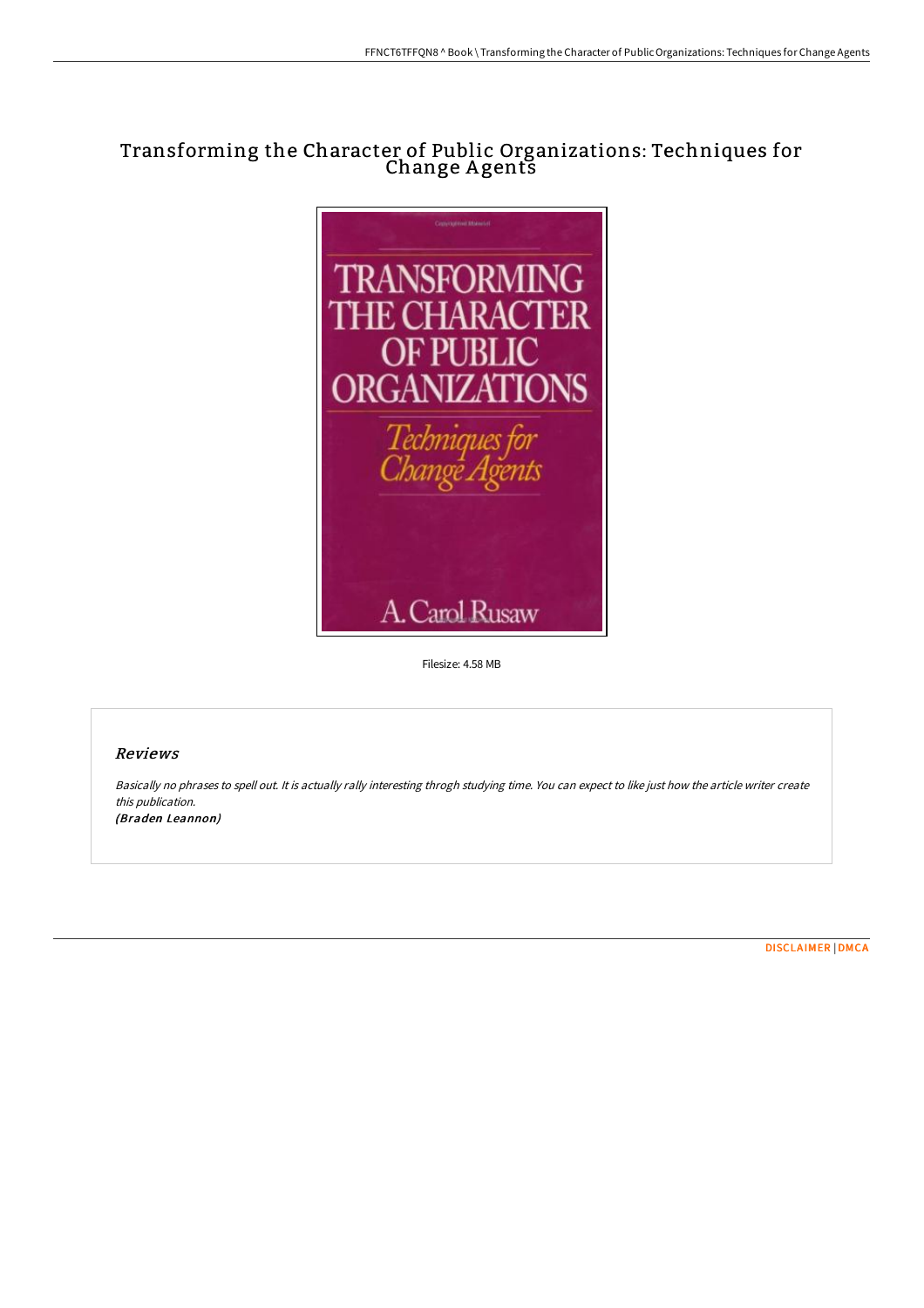# Transforming the Character of Public Organizations: Techniques for Change Agents

Filesize: 4.58 MB

## Reviews

*Basically no phrases to spell out. It is actually rally interesting throgh studying time. You can expect to like just how the article writer create this publication.*

***(Braden Leannon)***

DISCLAIMER | DMCA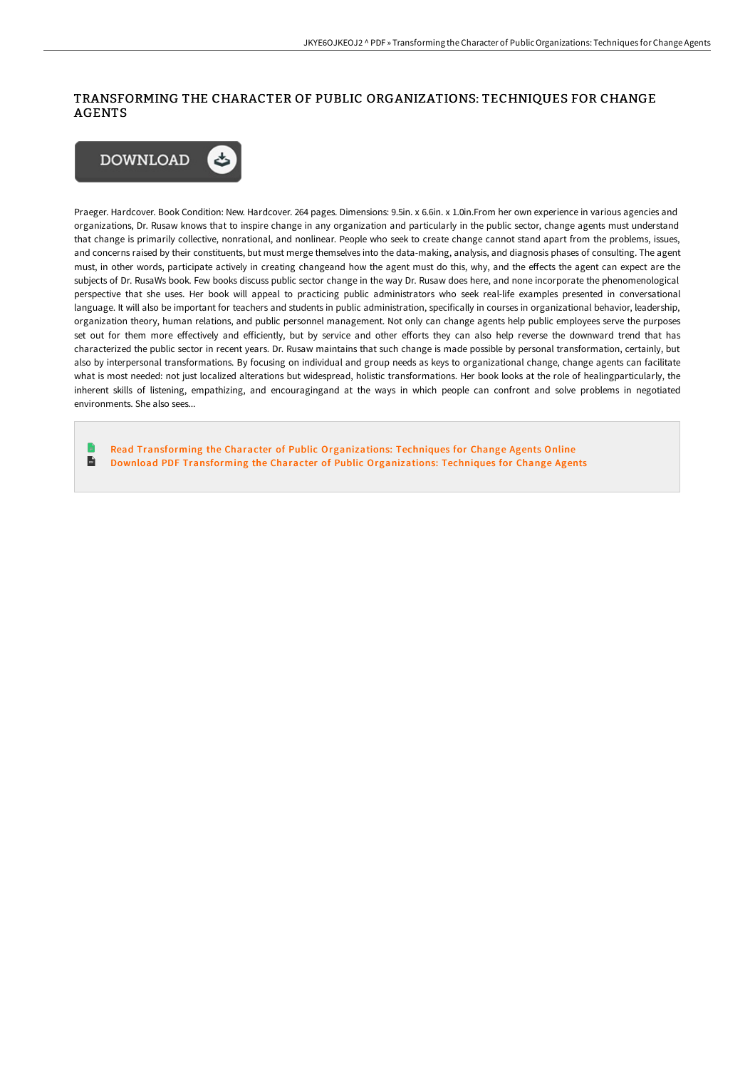# TRANSFORMING THE CHARACTER OF PUBLIC ORGANIZATIONS: TECHNIQUES FOR CHANGE AGENTS

Praeger. Hardcover. Book Condition: New. Hardcover. 264 pages. Dimensions: 9.5in. x 6.6in. x 1.0in.From her own experience in various agencies and organizations, Dr. Rusaw knows that to inspire change in any organization and particularly in the public sector, change agents must understand that change is primarily collective, nonrational, and nonlinear. People who seek to create change cannot stand apart from the problems, issues, and concerns raised by their constituents, but must merge themselves into the data-making, analysis, and diagnosis phases of consulting. The agent must, in other words, participate actively in creating changeand how the agent must do this, why, and the effects the agent can expect are the subjects of Dr. RusaWs book. Few books discuss public sector change in the way Dr. Rusaw does here, and none incorporate the phenomenological perspective that she uses. Her book will appeal to practicing public administrators who seek real-life examples presented in conversational language. It will also be important for teachers and students in public administration, specifically in courses in organizational behavior, leadership, organization theory, human relations, and public personnel management. Not only can change agents help public employees serve the purposes set out for them more effectively and efficiently, but by service and other efforts they can also help reverse the downward trend that has characterized the public sector in recent years. Dr. Rusaw maintains that such change is made possible by personal transformation, certainly, but also by interpersonal transformations. By focusing on individual and group needs as keys to organizational change, change agents can facilitate what is most needed: not just localized alterations but widespread, holistic transformations. Her book looks at the role of healingparticularly, the inherent skills of listening, empathizing, and encouragingand at the ways in which people can confront and solve problems in negotiated environments. She also sees...

Read Transforming the Character of Public Organizations: Techniques for Change Agents Online
Download PDF Transforming the Character of Public Organizations: Techniques for Change Agents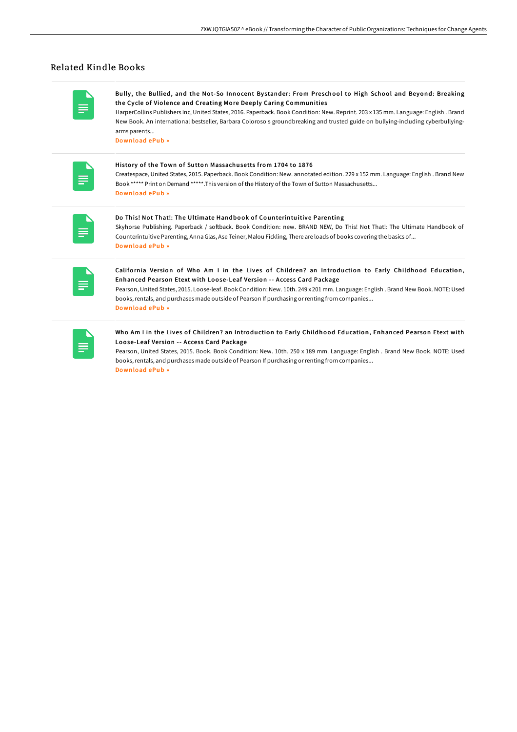## Related Kindle Books

**Bully, the Bullied, and the Not-So Innocent Bystander: From Preschool to High School and Beyond: Breaking the Cycle of Violence and Creating More Deeply Caring Communities**

HarperCollins Publishers Inc, United States, 2016. Paperback. Book Condition: New. Reprint. 203 x 135 mm. Language: English . Brand New Book. An international bestseller, Barbara Coloroso s groundbreaking and trusted guide on bullying-including cyberbullying-arms parents...

Download ePub »

**History of the Town of Sutton Massachusetts from 1704 to 1876**

Createspace, United States, 2015. Paperback. Book Condition: New. annotated edition. 229 x 152 mm. Language: English . Brand New Book ***** Print on Demand *****.This version of the History of the Town of Sutton Massachusetts...

Download ePub »

**Do This! Not That!: The Ultimate Handbook of Counterintuitive Parenting**

Skyhorse Publishing. Paperback / softback. Book Condition: new. BRAND NEW, Do This! Not That!: The Ultimate Handbook of Counterintuitive Parenting, Anna Glas, Ase Teiner, Malou Fickling, There are loads of books covering the basics of...

Download ePub »

**California Version of Who Am I in the Lives of Children? an Introduction to Early Childhood Education, Enhanced Pearson Etext with Loose-Leaf Version -- Access Card Package**

Pearson, United States, 2015. Loose-leaf. Book Condition: New. 10th. 249 x 201 mm. Language: English . Brand New Book. NOTE: Used books, rentals, and purchases made outside of Pearson If purchasing or renting from companies...

Download ePub »

**Who Am I in the Lives of Children? an Introduction to Early Childhood Education, Enhanced Pearson Etext with Loose-Leaf Version -- Access Card Package**

Pearson, United States, 2015. Book. Book Condition: New. 10th. 250 x 189 mm. Language: English . Brand New Book. NOTE: Used books, rentals, and purchases made outside of Pearson If purchasing or renting from companies...

Download ePub »